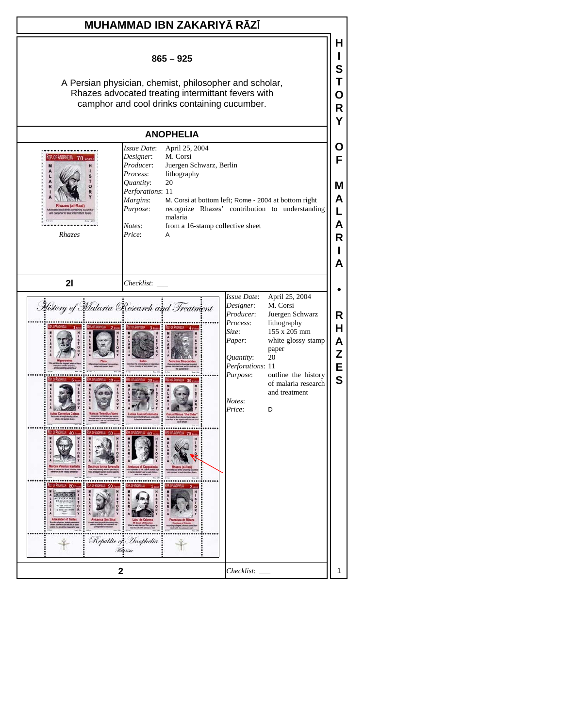# MUHAMMAD IBN ZAKARIYĀ RĀZĪ

**865 – 925**

A Persian physician, chemist, philosopher and scholar, Rhazes advocated treating intermittant fevers with camphor and cool drinks containing cucumber.

## ANOPHELIA

*Rhazes*

| | |
|---|---|
| *Issue Date*: | April 25, 2004 |
| *Designer*: | M. Corsi |
| *Producer*: | Juergen Schwarz, Berlin |
| *Process*: | lithography |
| *Quantity*: | 20 |
| *Perforations*: | 11 |
| *Margins*: | M. Corsi at bottom left; Rome - 2004 at bottom right |
| *Purpose*: | recognize Rhazes' contribution to understanding malaria |
| *Notes*: | from a 16-stamp collective sheet |
| *Price*: | A |

**2l**

*Checklist*: ___

| | |
|---|---|
| *Issue Date*: | April 25, 2004 |
| *Designer*: | M. Corsi |
| *Producer*: | Juergen Schwarz |
| *Process*: | lithography |
| *Size*: | 155 x 205 mm |
| *Paper*: | white glossy stamp paper |
| *Quantity*: | 20 |
| *Perforations*: | 11 |
| *Purpose*: | outline the history of malaria research and treatment |
| *Notes*: | |
| *Price*: | D |

**2**

*Checklist*: ___

HISTORY OF MALARIA • RHAZES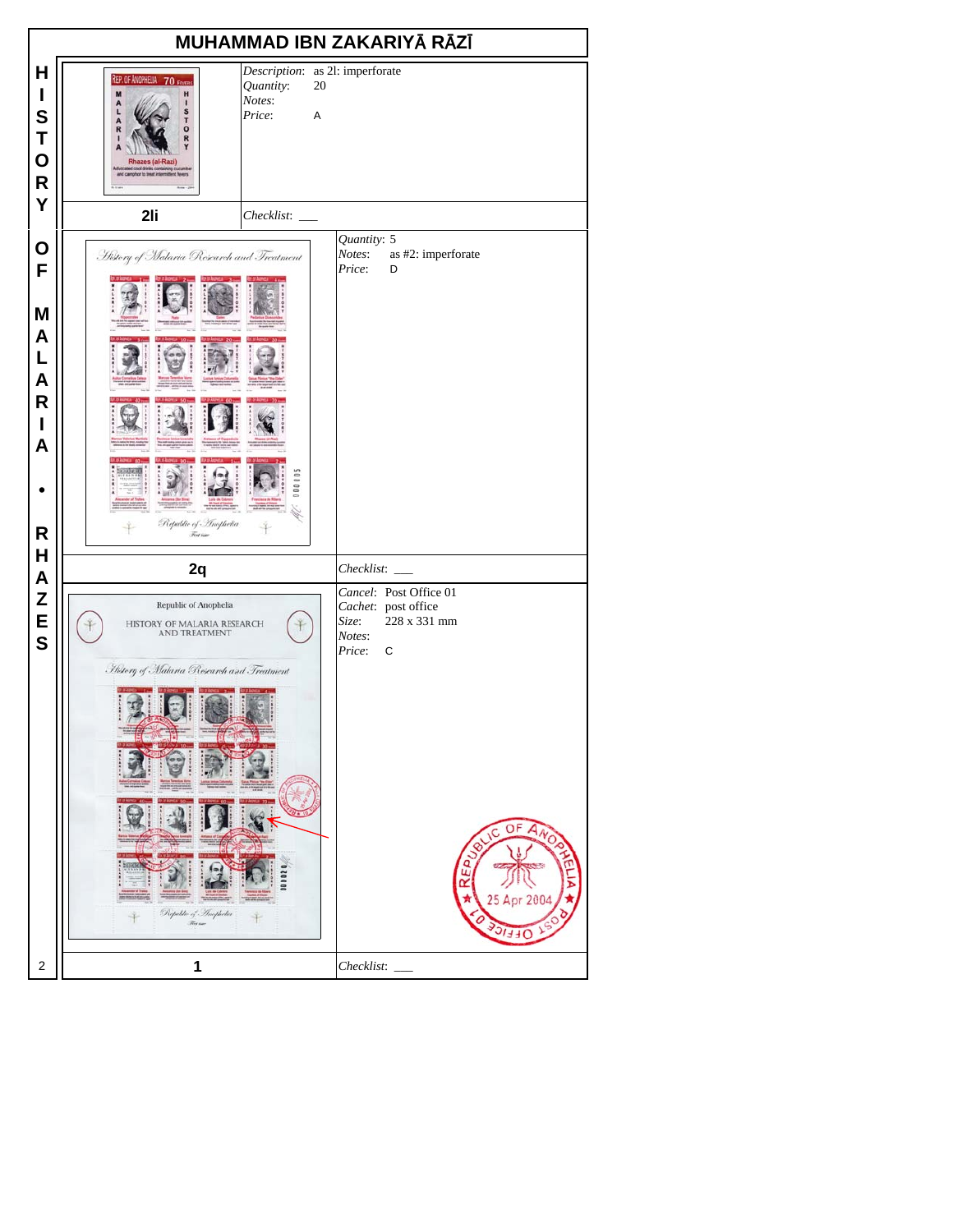# MUHAMMAD IBN ZAKARIYĀ RĀZĪ

HISTORY OF MALARIA • RHAZES

| 2li | |
|---|---|
| *Description*: as 2l: imperforate | |
| *Quantity*: 20 | |
| *Notes*: | |
| *Price*: A | |
| *Checklist*: ___ | |

| 2q | |
|---|---|
| *Quantity*: 5 | |
| *Notes*: as #2: imperforate | |
| *Price*: D | |
| *Checklist*: ___ | |

| 1 | |
|---|---|
| *Cancel*: Post Office 01 | |
| *Cachet*: post office | |
| *Size*: 228 x 331 mm | |
| *Notes*: | |
| *Price*: C | |
| *Checklist*: ___ | |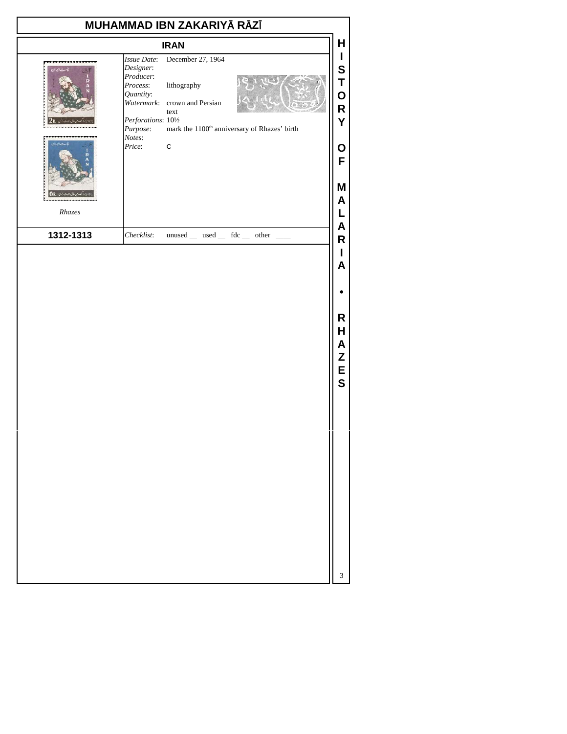# MUHAMMAD IBN ZAKARIYĀ RĀZĪ

## IRAN

*Issue Date*: December 27, 1964
*Designer*:
*Producer*:
*Process*: lithography
*Quantity*:
*Watermark*: crown and Persian text
*Perforations*: 10½
*Purpose*: mark the 1100th anniversary of Rhazes' birth
*Notes*:
*Price*: C

*Rhazes*

**1312-1313**

*Checklist*: unused __ used __ fdc __ other ____

HISTORY OF MALARIA • RHAZES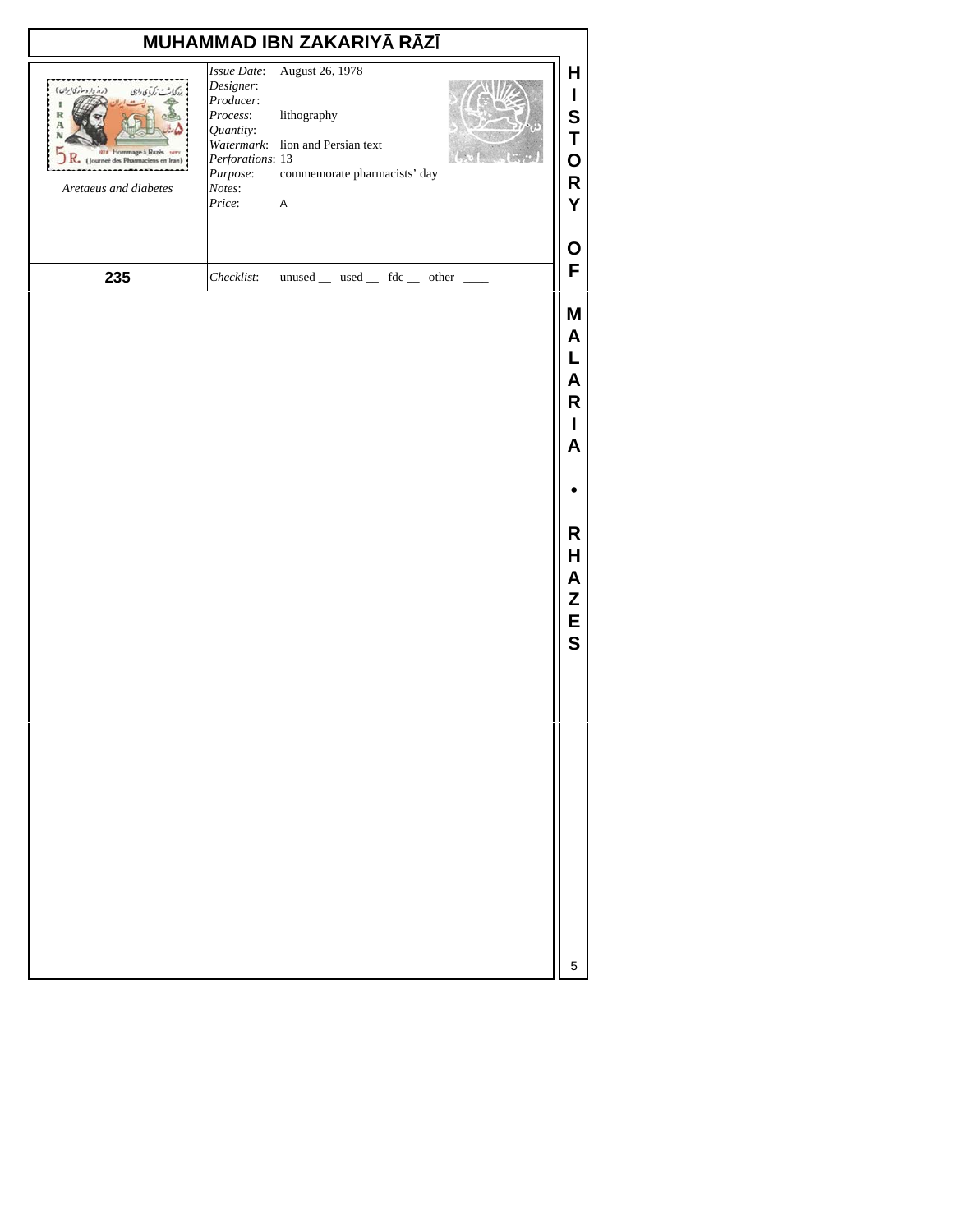# MUHAMMAD IBN ZAKARIYĀ RĀZĪ

*Aretaeus and diabetes*

*Issue Date*: August 26, 1978
*Designer*:
*Producer*:
*Process*: lithography
*Quantity*:
*Watermark*: lion and Persian text
*Perforations*: 13
*Purpose*: commemorate pharmacists' day
*Notes*:
*Price*: A

**235**

*Checklist*: unused __ used __ fdc __ other ____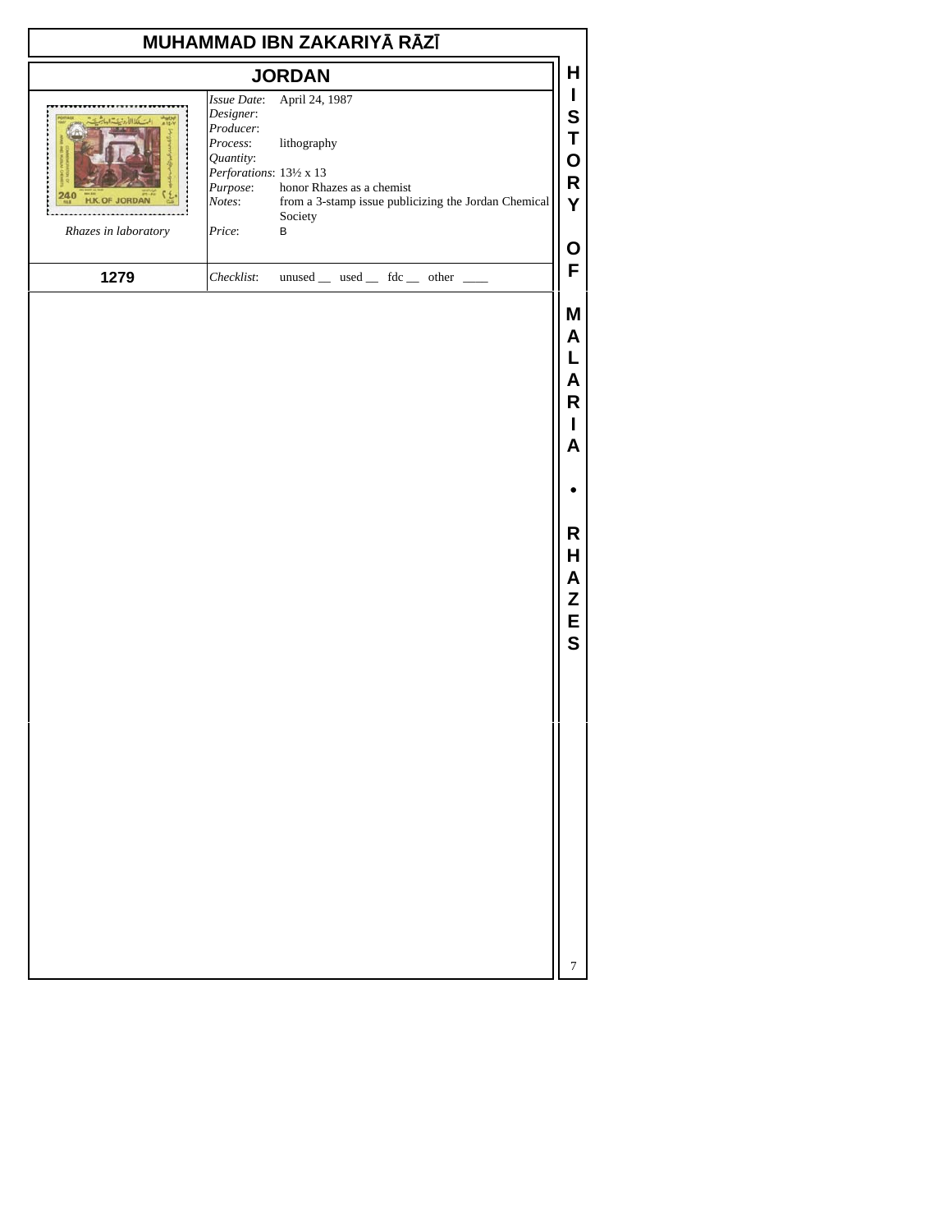# MUHAMMAD IBN ZAKARIYĀ RĀZĪ

## JORDAN

Rhazes in laboratory

*Issue Date*: April 24, 1987
*Designer*:
*Producer*:
*Process*: lithography
*Quantity*:
*Perforations*: 13½ x 13
*Purpose*: honor Rhazes as a chemist
*Notes*: from a 3-stamp issue publicizing the Jordan Chemical Society
*Price*: B

**1279**

*Checklist*: unused __ used __ fdc __ other ____

HISTORY OF MALARIA • RHAZES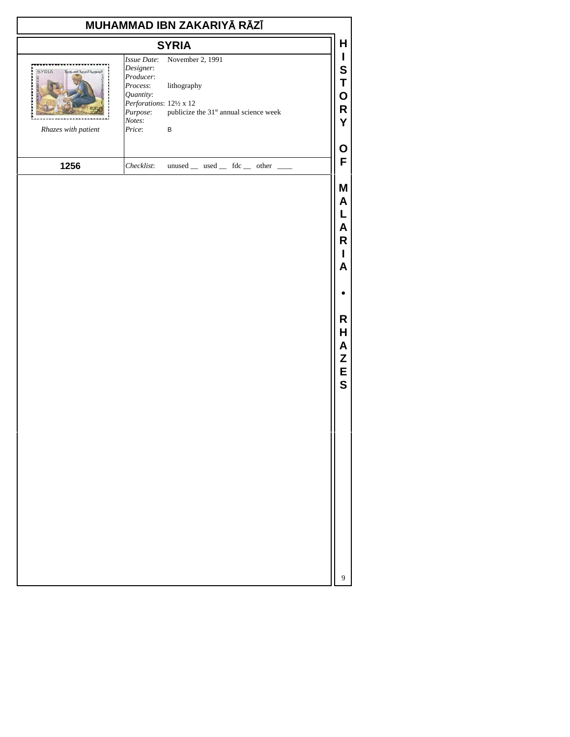# MUHAMMAD IBN ZAKARIYĀ RĀZĪ

## SYRIA

*Rhazes with patient*

*Issue Date*: November 2, 1991
*Designer*:
*Producer*:
*Process*: lithography
*Quantity*:
*Perforations*: 12½ x 12
*Purpose*: publicize the 31st annual science week
*Notes*:
*Price*: B

**1256**

*Checklist*: unused __ used __ fdc __ other ____

HISTORY OF MALARIA • RHAZES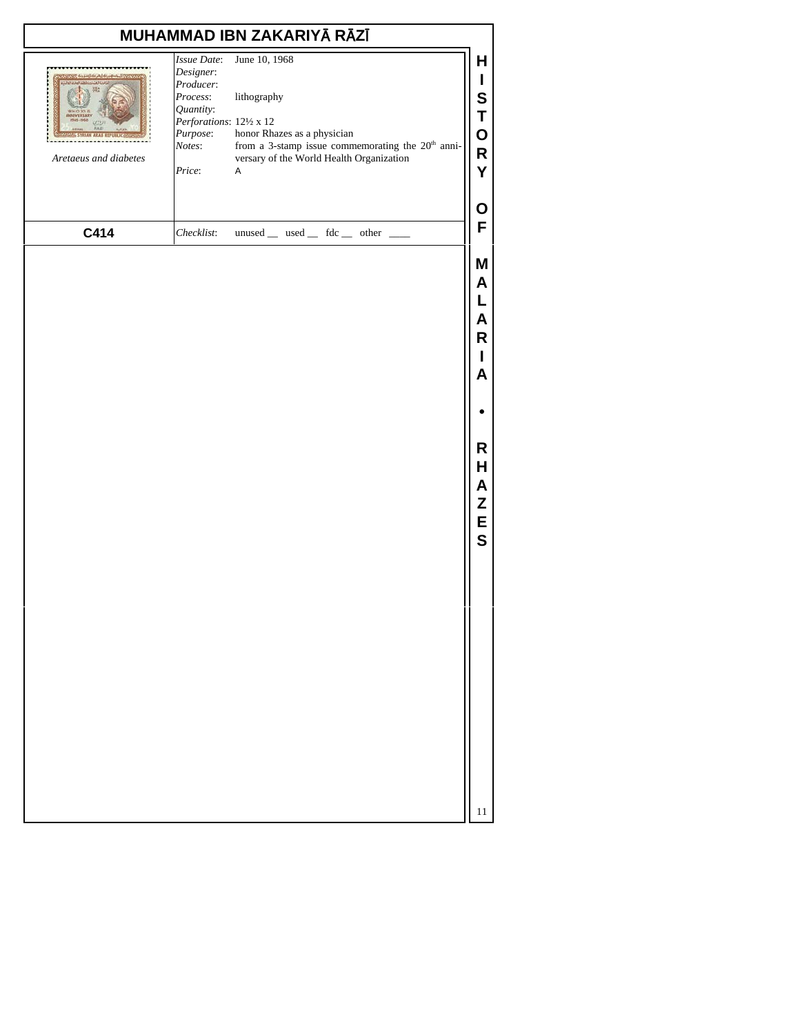# MUHAMMAD IBN ZAKARIYĀ RĀZĪ

*Aretaeus and diabetes*

**C414**

*Issue Date*: June 10, 1968
*Designer*:
*Producer*:
*Process*: lithography
*Quantity*:
*Perforations*: 12½ x 12
*Purpose*: honor Rhazes as a physician
*Notes*: from a 3-stamp issue commemorating the 20th anniversary of the World Health Organization
*Price*: A

*Checklist*: unused __ used __ fdc __ other ____

HISTORY OF MALARIA • RHAZES